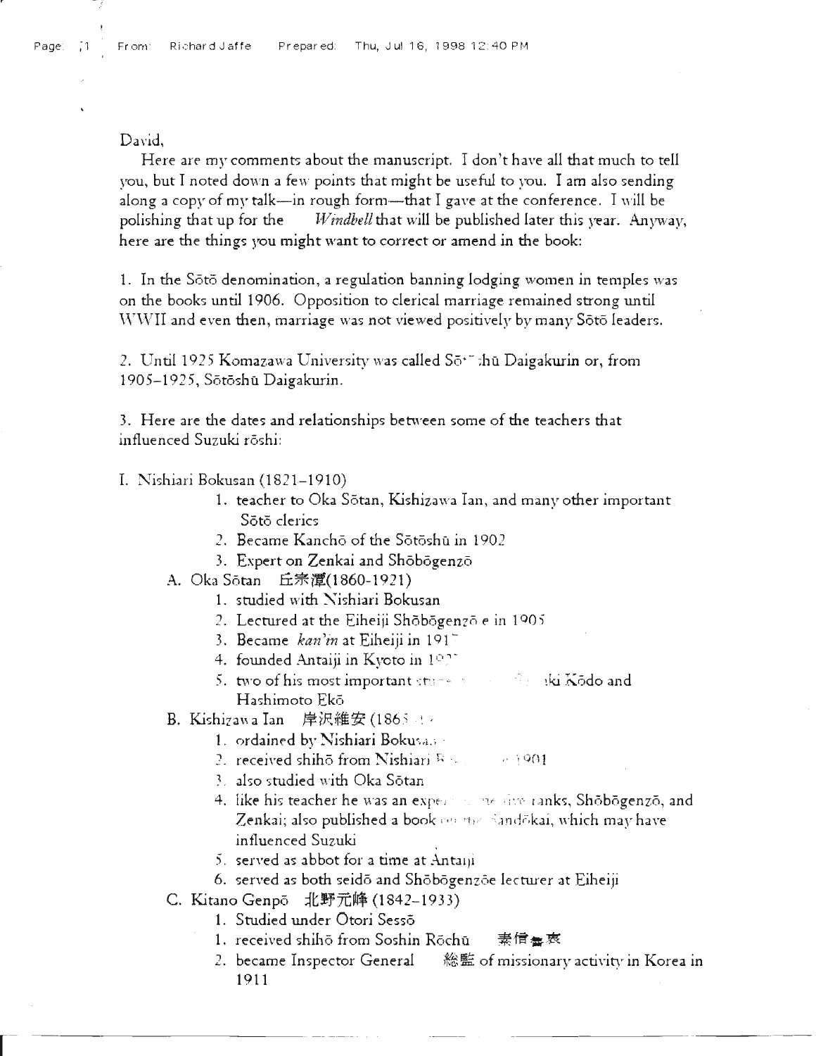David,

Here are my comments about the manuscript. I don't have all that much to tell you, but I noted down a few points that might be useful to you. I am also sending along a copy of my talk—in rough form—that I gave at the conference. I will be polishing that up for the *Windbell* that will be published later this year. Anyway, here are the things you might want to correct or amend in the book:

1. In the Sōtō denomination, a regulation banning lodging women in temples was on the books until 1906. Opposition to clerical marriage remained strong until WWII and even then, marriage was not viewed positively by many Sōtō leaders.

2. Until 1925 Komazawa University was called Sōtōshū Daigakurin or, from 1905–1925, Sōtōshū Daigakurin.

3. Here are the dates and relationships between some of the teachers that influenced Suzuki rōshi:

I. Nishiari Bokusan (1821–1910)
   1. teacher to Oka Sōtan, Kishizawa Ian, and many other important Sōtō clerics
   2. Became Kanchō of the Sōtōshū in 1902
   3. Expert on Zenkai and Shōbōgenzō

   A. Oka Sōtan 丘宗潭(1860-1921)
      1. studied with Nishiari Bokusan
      2. Lectured at the Eiheiji Shōbōgenzō e in 1905
      3. Became *kan'in* at Eiheiji in 1917
      4. founded Antaiji in Kyoto in 192?
      5. two of his most important students ... Sawaki Kōdo and Hashimoto Ekō

   B. Kishizawa Ian 岸沢維安 (1865...
      1. ordained by Nishiari Bokusan
      2. received shihō from Nishiari B... 1901
      3. also studied with Oka Sōtan
      4. like his teacher he was an expert on the five ranks, Shōbōgenzō, and Zenkai; also published a book on the Sandōkai, which may have influenced Suzuki
      5. served as abbot for a time at Antaiji
      6. served as both seidō and Shōbōgenzōe lecturer at Eiheiji

   C. Kitano Genpō 北野元峰 (1842–1933)
      1. Studied under Ōtori Sessō
      1. received shihō from Soshin Rōchū 素信■衷
      2. became Inspector General 総監 of missionary activity in Korea in 1911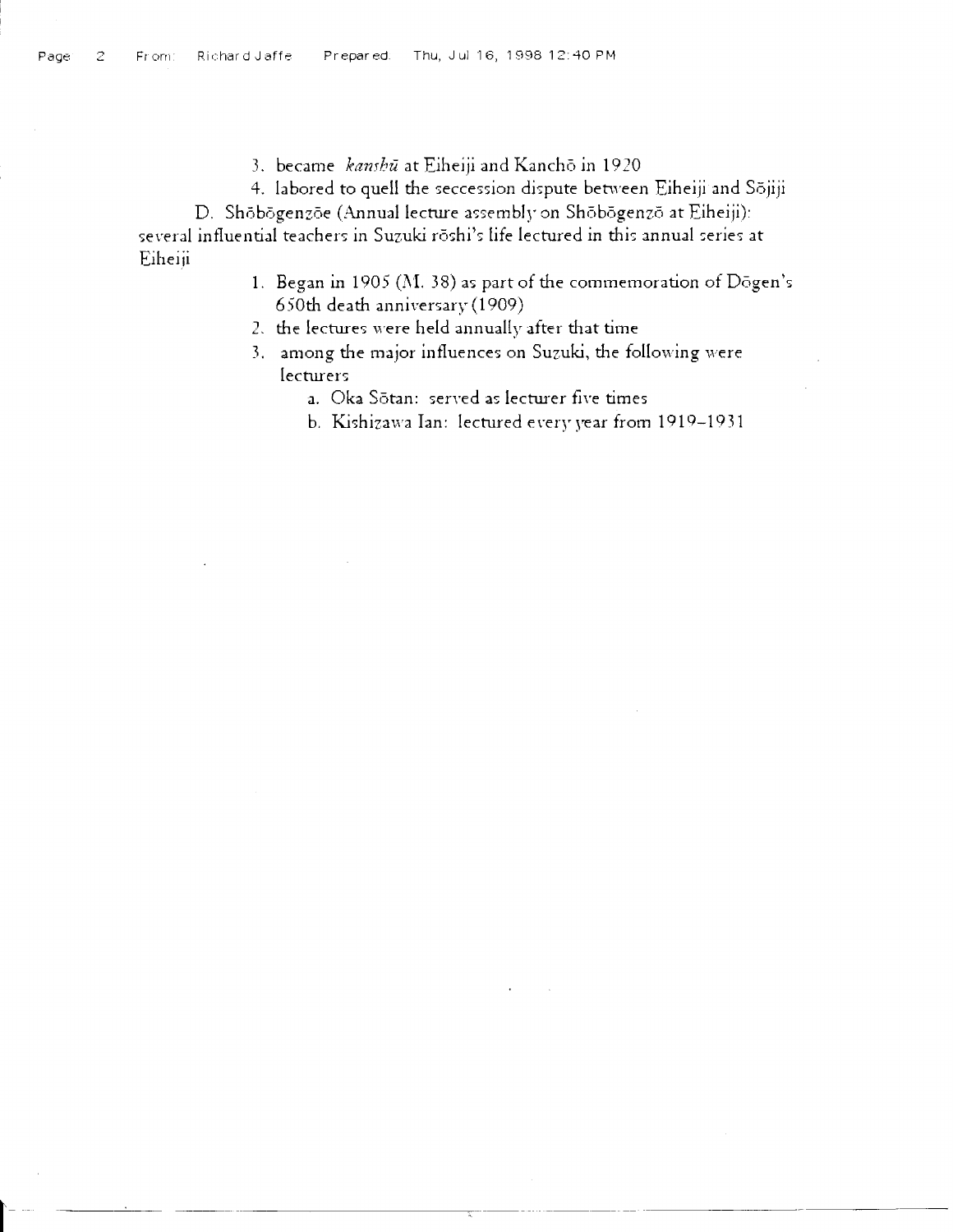3. became *kanshū* at Eiheiji and Kanchō in 1920
4. labored to quell the seccession dispute between Eiheiji and Sōjiji

D. Shōbōgenzōe (Annual lecture assembly on Shōbōgenzō at Eiheiji): several influential teachers in Suzuki rōshi's life lectured in this annual series at Eiheiji

1. Began in 1905 (M. 38) as part of the commemoration of Dōgen's 650th death anniversary (1909)
2. the lectures were held annually after that time
3. among the major influences on Suzuki, the following were lecturers
    a. Oka Sōtan: served as lecturer five times
    b. Kishizawa Ian: lectured every year from 1919–1931